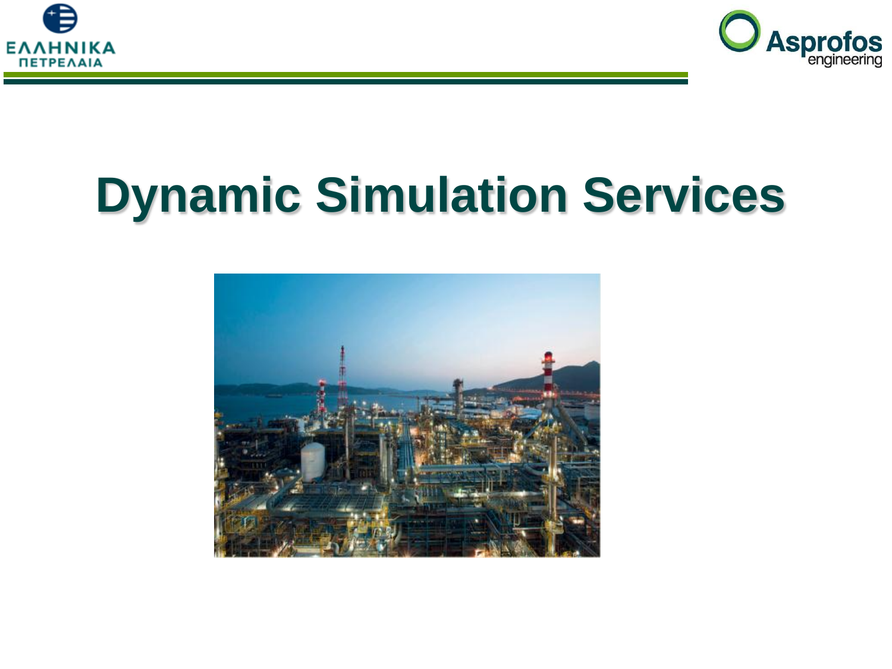# Dynamic Simulation Services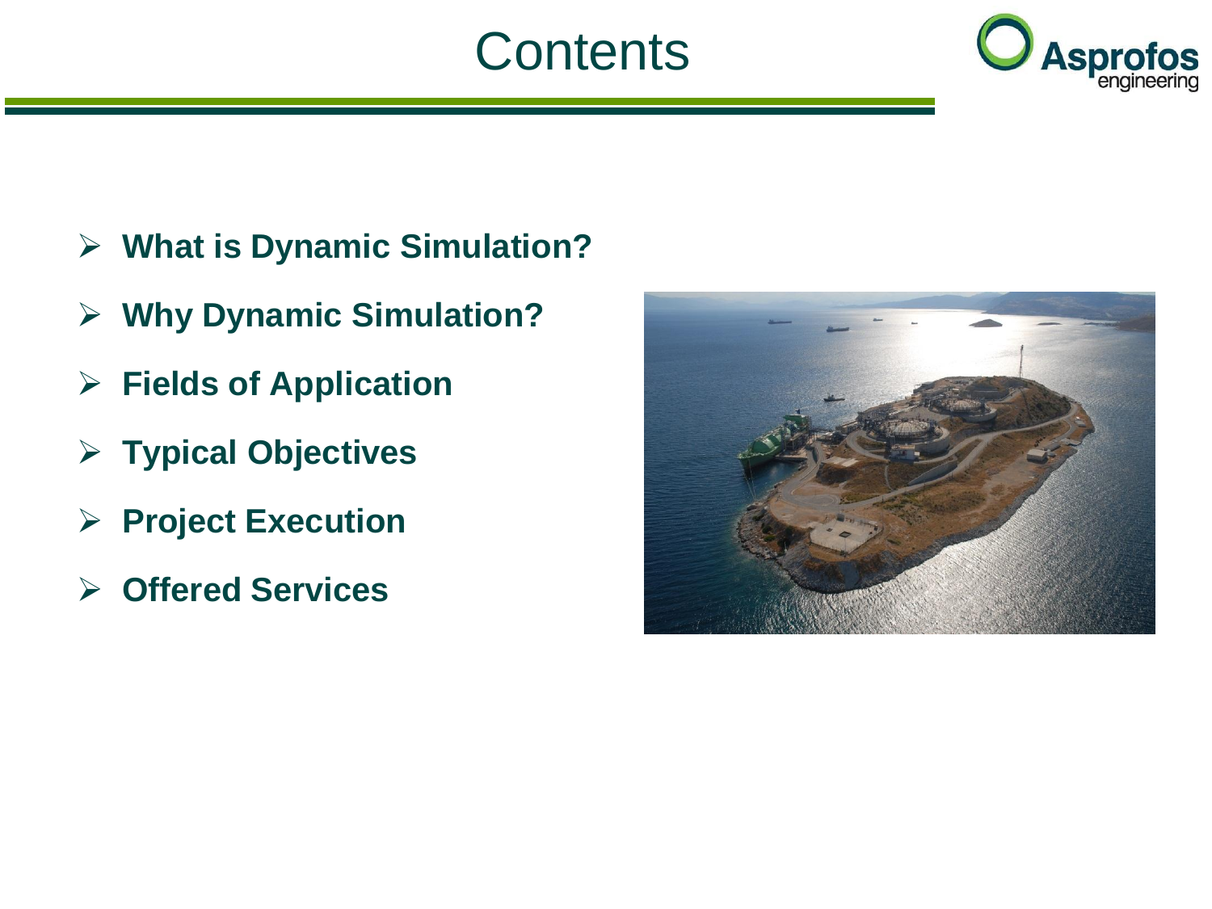# Contents

- **What is Dynamic Simulation?**
- **Why Dynamic Simulation?**
- **Fields of Application**
- **Typical Objectives**
- **Project Execution**
- **Offered Services**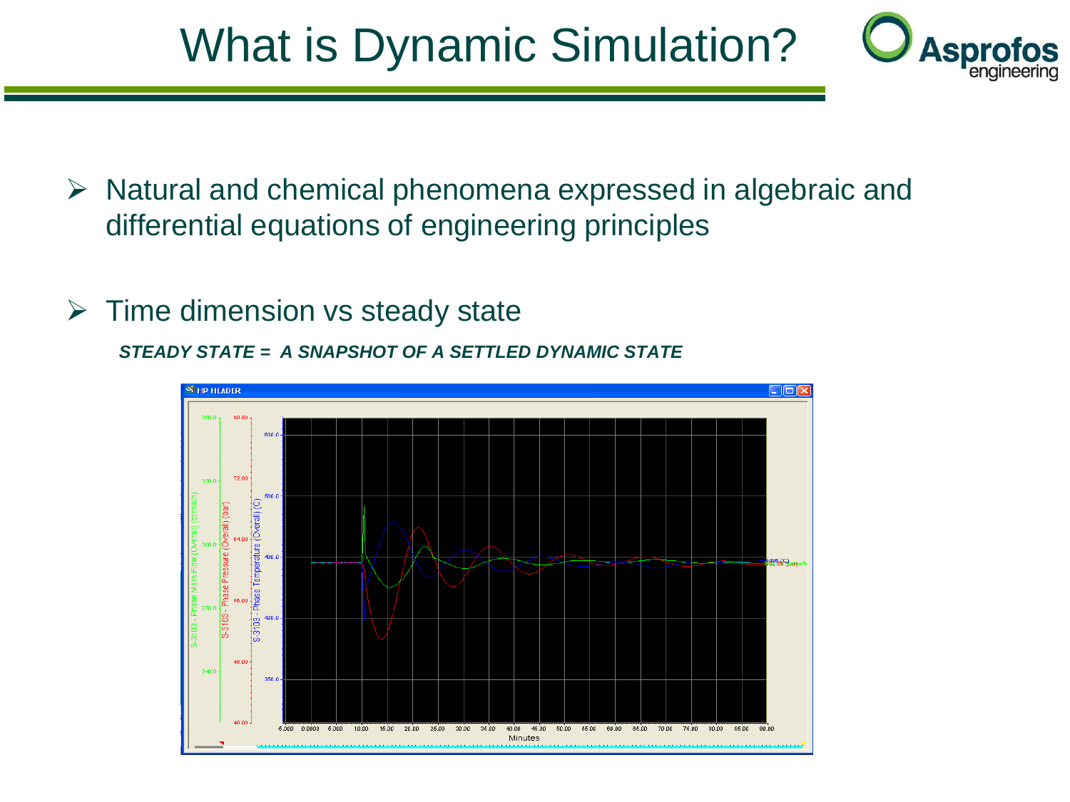# What is Dynamic Simulation?

- Natural and chemical phenomena expressed in algebraic and differential equations of engineering principles

- Time dimension vs steady state

  ***STEADY STATE = A SNAPSHOT OF A SETTLED DYNAMIC STATE***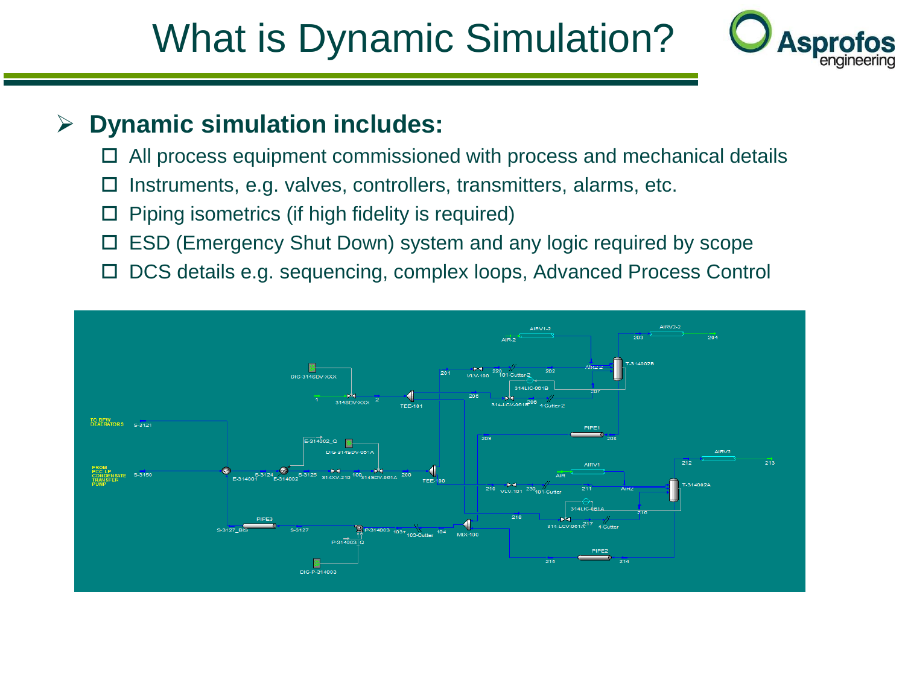# What is Dynamic Simulation?

- **Dynamic simulation includes:**
  - All process equipment commissioned with process and mechanical details
  - Instruments, e.g. valves, controllers, transmitters, alarms, etc.
  - Piping isometrics (if high fidelity is required)
  - ESD (Emergency Shut Down) system and any logic required by scope
  - DCS details e.g. sequencing, complex loops, Advanced Process Control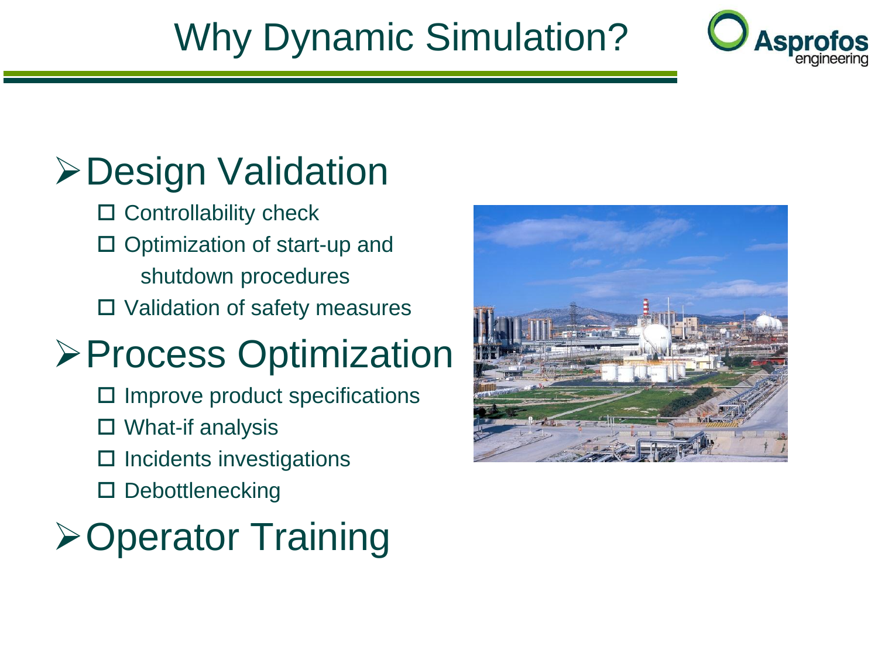# Why Dynamic Simulation?

## Design Validation

- Controllability check
- Optimization of start-up and shutdown procedures
- Validation of safety measures

## Process Optimization

- Improve product specifications
- What-if analysis
- Incidents investigations
- Debottlenecking

## Operator Training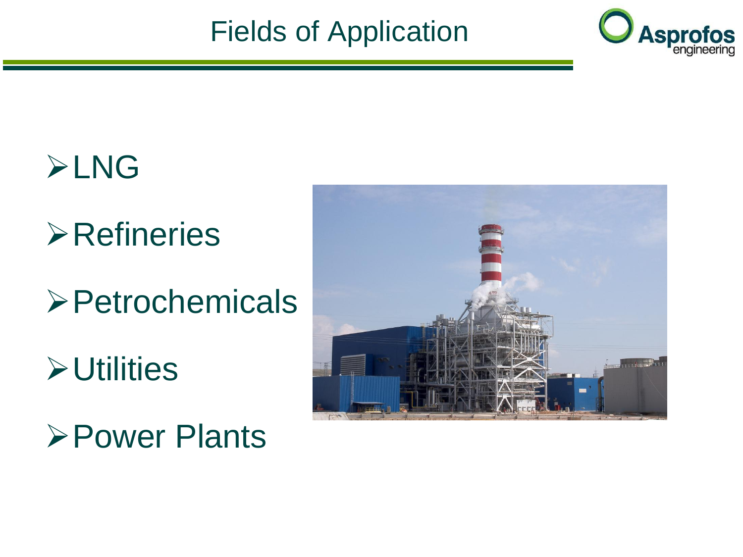# Fields of Application

- LNG
- Refineries
- Petrochemicals
- Utilities
- Power Plants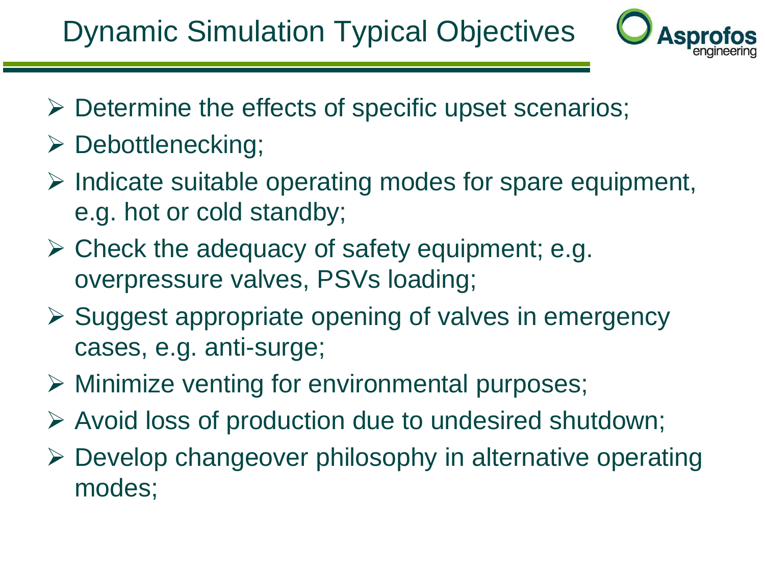# Dynamic Simulation Typical Objectives

- Determine the effects of specific upset scenarios;
- Debottlenecking;
- Indicate suitable operating modes for spare equipment, e.g. hot or cold standby;
- Check the adequacy of safety equipment; e.g. overpressure valves, PSVs loading;
- Suggest appropriate opening of valves in emergency cases, e.g. anti-surge;
- Minimize venting for environmental purposes;
- Avoid loss of production due to undesired shutdown;
- Develop changeover philosophy in alternative operating modes;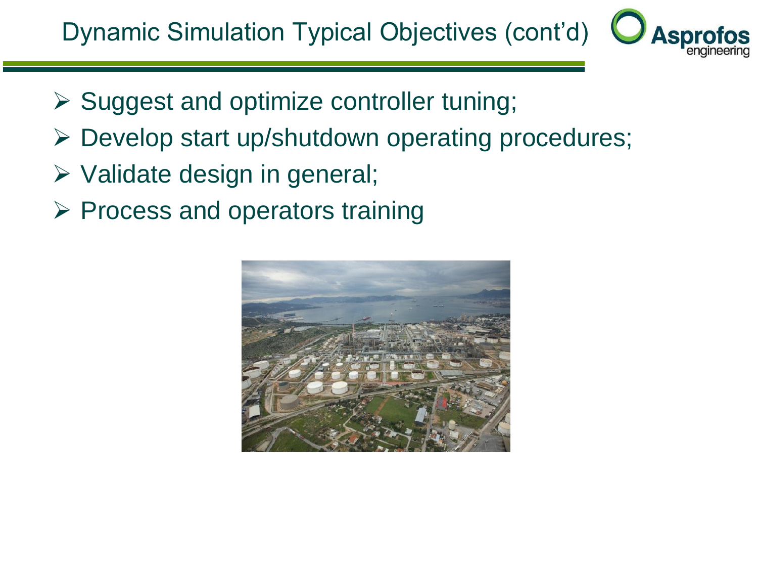# Dynamic Simulation Typical Objectives (cont'd)

- Suggest and optimize controller tuning;
- Develop start up/shutdown operating procedures;
- Validate design in general;
- Process and operators training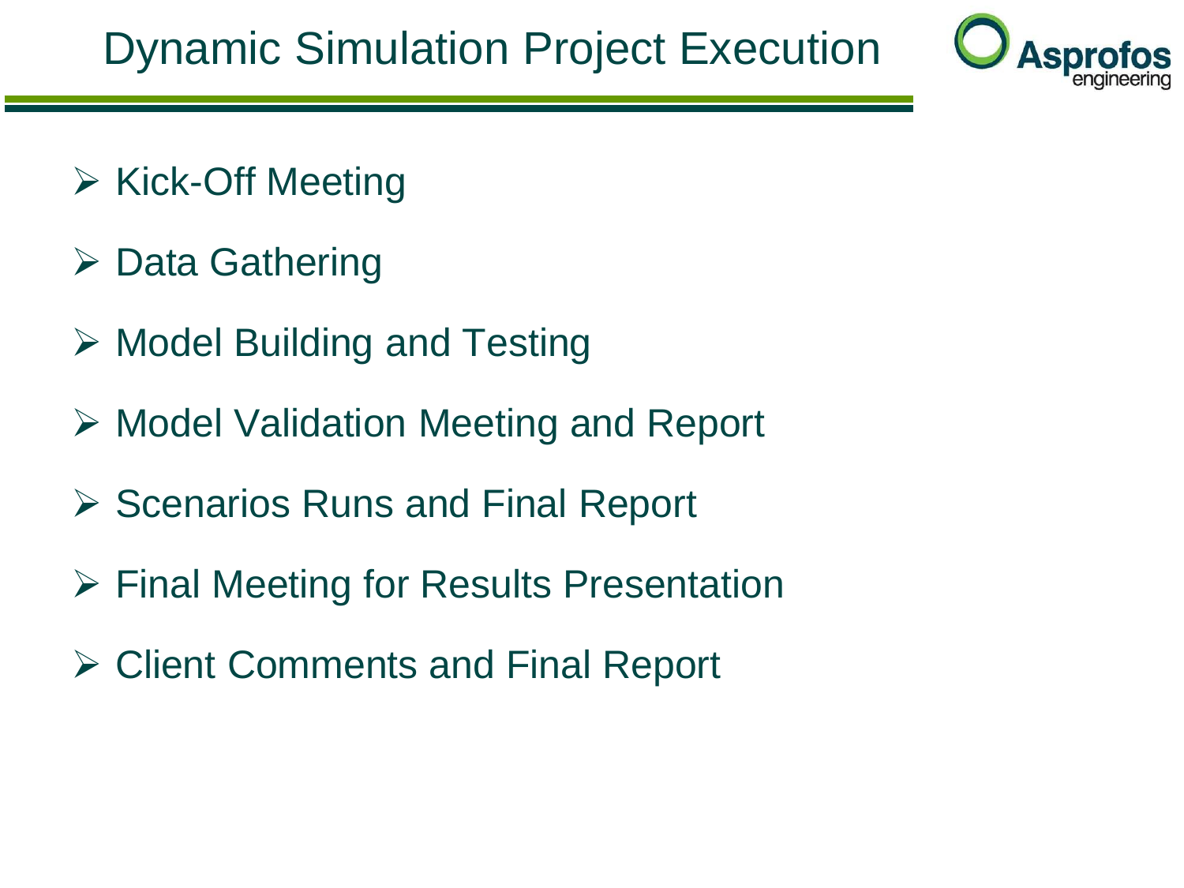# Dynamic Simulation Project Execution

- Kick-Off Meeting
- Data Gathering
- Model Building and Testing
- Model Validation Meeting and Report
- Scenarios Runs and Final Report
- Final Meeting for Results Presentation
- Client Comments and Final Report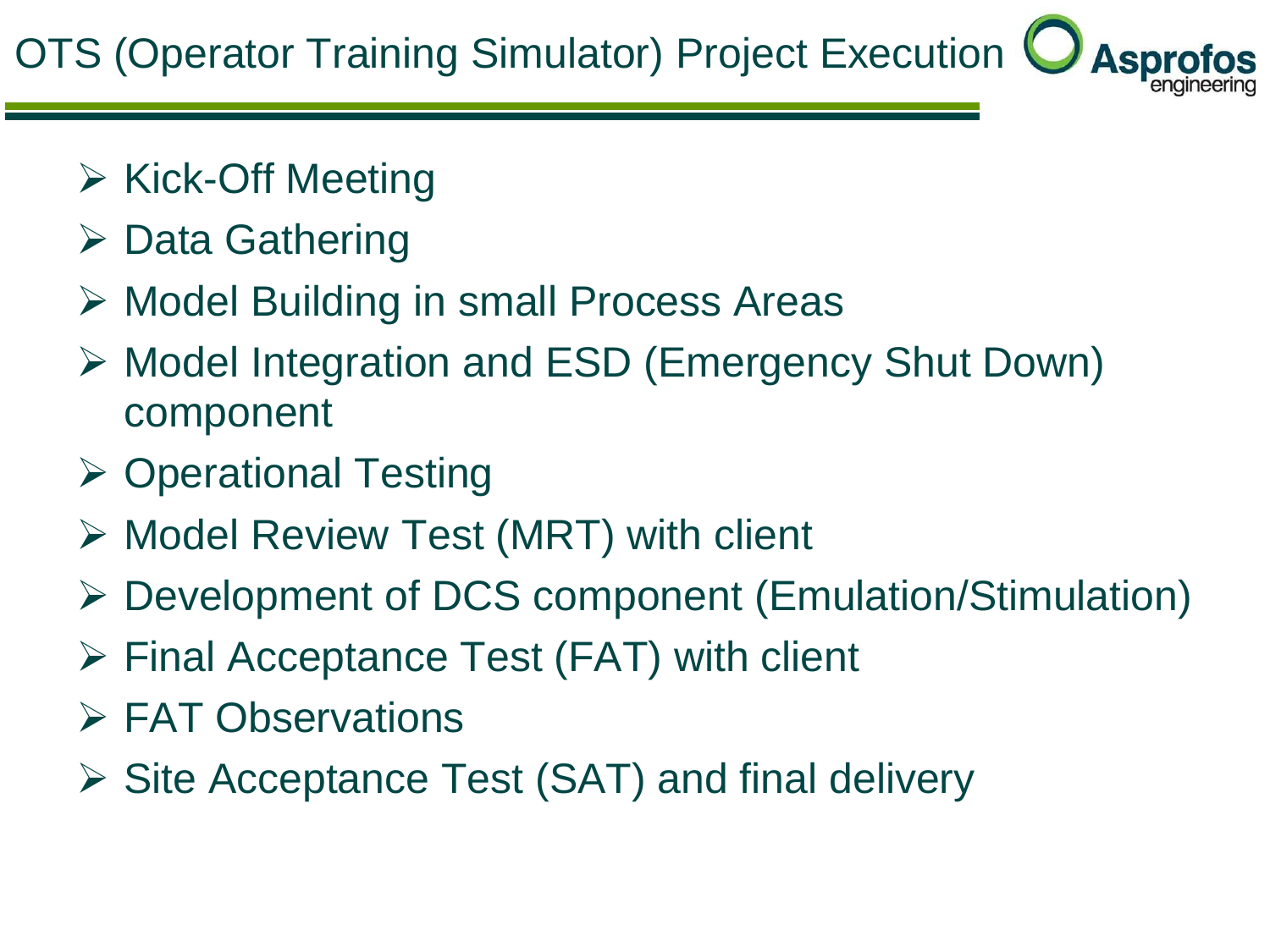# OTS (Operator Training Simulator) Project Execution

- Kick-Off Meeting
- Data Gathering
- Model Building in small Process Areas
- Model Integration and ESD (Emergency Shut Down) component
- Operational Testing
- Model Review Test (MRT) with client
- Development of DCS component (Emulation/Stimulation)
- Final Acceptance Test (FAT) with client
- FAT Observations
- Site Acceptance Test (SAT) and final delivery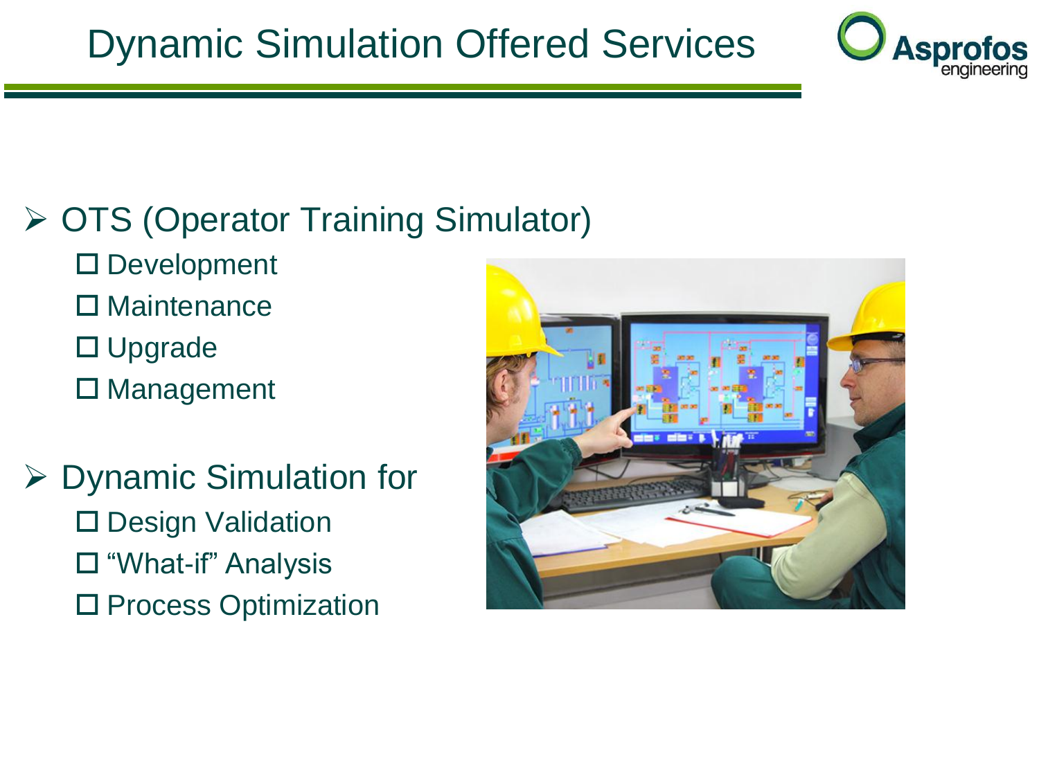# Dynamic Simulation Offered Services

- OTS (Operator Training Simulator)
  - Development
  - Maintenance
  - Upgrade
  - Management

- Dynamic Simulation for
  - Design Validation
  - "What-if" Analysis
  - Process Optimization